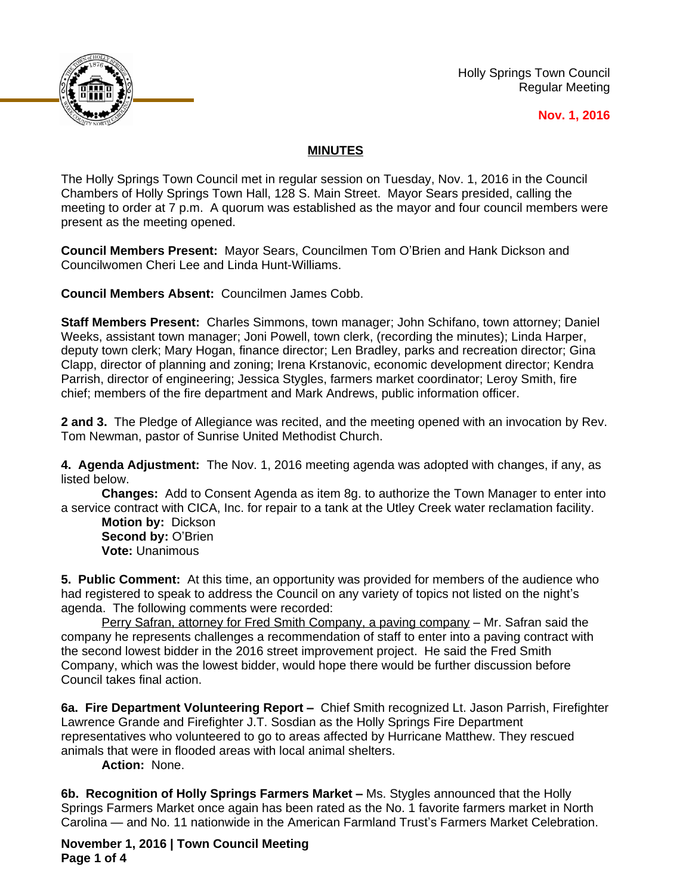Holly Springs Town Council
Regular Meeting

**Nov. 1, 2016**

## MINUTES

The Holly Springs Town Council met in regular session on Tuesday, Nov. 1, 2016 in the Council Chambers of Holly Springs Town Hall, 128 S. Main Street. Mayor Sears presided, calling the meeting to order at 7 p.m. A quorum was established as the mayor and four council members were present as the meeting opened.

**Council Members Present:** Mayor Sears, Councilmen Tom O'Brien and Hank Dickson and Councilwomen Cheri Lee and Linda Hunt-Williams.

**Council Members Absent:** Councilmen James Cobb.

**Staff Members Present:** Charles Simmons, town manager; John Schifano, town attorney; Daniel Weeks, assistant town manager; Joni Powell, town clerk, (recording the minutes); Linda Harper, deputy town clerk; Mary Hogan, finance director; Len Bradley, parks and recreation director; Gina Clapp, director of planning and zoning; Irena Krstanovic, economic development director; Kendra Parrish, director of engineering; Jessica Stygles, farmers market coordinator; Leroy Smith, fire chief; members of the fire department and Mark Andrews, public information officer.

**2 and 3.** The Pledge of Allegiance was recited, and the meeting opened with an invocation by Rev. Tom Newman, pastor of Sunrise United Methodist Church.

**4. Agenda Adjustment:** The Nov. 1, 2016 meeting agenda was adopted with changes, if any, as listed below.

**Changes:** Add to Consent Agenda as item 8g. to authorize the Town Manager to enter into a service contract with CICA, Inc. for repair to a tank at the Utley Creek water reclamation facility.

**Motion by:** Dickson
**Second by:** O'Brien
**Vote:** Unanimous

**5. Public Comment:** At this time, an opportunity was provided for members of the audience who had registered to speak to address the Council on any variety of topics not listed on the night's agenda. The following comments were recorded:

Perry Safran, attorney for Fred Smith Company, a paving company – Mr. Safran said the company he represents challenges a recommendation of staff to enter into a paving contract with the second lowest bidder in the 2016 street improvement project. He said the Fred Smith Company, which was the lowest bidder, would hope there would be further discussion before Council takes final action.

**6a. Fire Department Volunteering Report –** Chief Smith recognized Lt. Jason Parrish, Firefighter Lawrence Grande and Firefighter J.T. Sosdian as the Holly Springs Fire Department representatives who volunteered to go to areas affected by Hurricane Matthew. They rescued animals that were in flooded areas with local animal shelters.

**Action:** None.

**6b. Recognition of Holly Springs Farmers Market –** Ms. Stygles announced that the Holly Springs Farmers Market once again has been rated as the No. 1 favorite farmers market in North Carolina — and No. 11 nationwide in the American Farmland Trust's Farmers Market Celebration.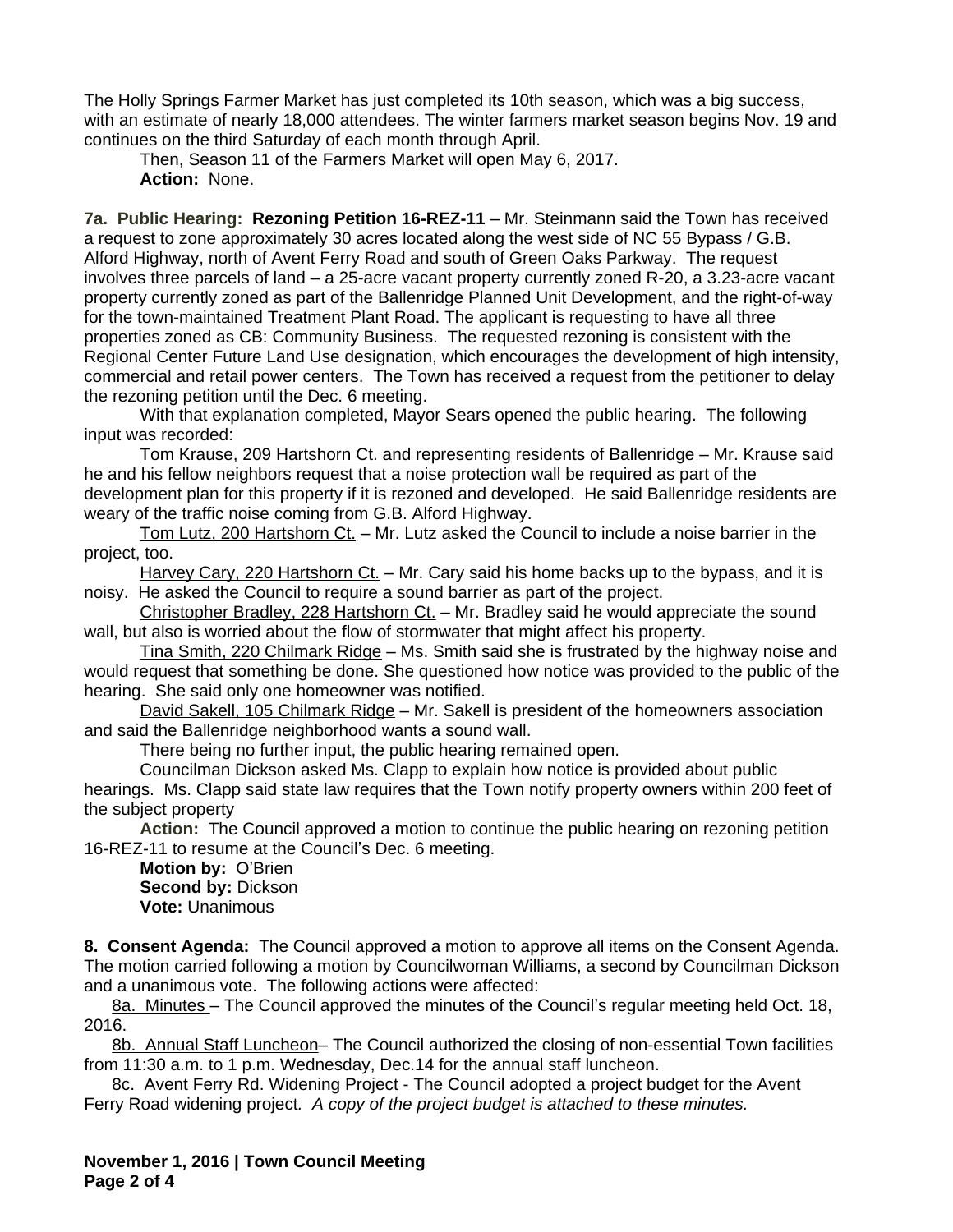The Holly Springs Farmer Market has just completed its 10th season, which was a big success, with an estimate of nearly 18,000 attendees. The winter farmers market season begins Nov. 19 and continues on the third Saturday of each month through April.

Then, Season 11 of the Farmers Market will open May 6, 2017.

**Action:** None.

**7a. Public Hearing: Rezoning Petition 16-REZ-11** – Mr. Steinmann said the Town has received a request to zone approximately 30 acres located along the west side of NC 55 Bypass / G.B. Alford Highway, north of Avent Ferry Road and south of Green Oaks Parkway. The request involves three parcels of land – a 25-acre vacant property currently zoned R-20, a 3.23-acre vacant property currently zoned as part of the Ballenridge Planned Unit Development, and the right-of-way for the town-maintained Treatment Plant Road. The applicant is requesting to have all three properties zoned as CB: Community Business. The requested rezoning is consistent with the Regional Center Future Land Use designation, which encourages the development of high intensity, commercial and retail power centers. The Town has received a request from the petitioner to delay the rezoning petition until the Dec. 6 meeting.

With that explanation completed, Mayor Sears opened the public hearing. The following input was recorded:

Tom Krause, 209 Hartshorn Ct. and representing residents of Ballenridge – Mr. Krause said he and his fellow neighbors request that a noise protection wall be required as part of the development plan for this property if it is rezoned and developed. He said Ballenridge residents are weary of the traffic noise coming from G.B. Alford Highway.

Tom Lutz, 200 Hartshorn Ct. – Mr. Lutz asked the Council to include a noise barrier in the project, too.

Harvey Cary, 220 Hartshorn Ct. – Mr. Cary said his home backs up to the bypass, and it is noisy. He asked the Council to require a sound barrier as part of the project.

Christopher Bradley, 228 Hartshorn Ct. – Mr. Bradley said he would appreciate the sound wall, but also is worried about the flow of stormwater that might affect his property.

Tina Smith, 220 Chilmark Ridge – Ms. Smith said she is frustrated by the highway noise and would request that something be done. She questioned how notice was provided to the public of the hearing. She said only one homeowner was notified.

David Sakell, 105 Chilmark Ridge – Mr. Sakell is president of the homeowners association and said the Ballenridge neighborhood wants a sound wall.

There being no further input, the public hearing remained open.

Councilman Dickson asked Ms. Clapp to explain how notice is provided about public hearings. Ms. Clapp said state law requires that the Town notify property owners within 200 feet of the subject property

**Action:** The Council approved a motion to continue the public hearing on rezoning petition 16-REZ-11 to resume at the Council's Dec. 6 meeting.

**Motion by:** O'Brien
**Second by:** Dickson
**Vote:** Unanimous

**8. Consent Agenda:** The Council approved a motion to approve all items on the Consent Agenda. The motion carried following a motion by Councilwoman Williams, a second by Councilman Dickson and a unanimous vote. The following actions were affected:

8a. Minutes – The Council approved the minutes of the Council's regular meeting held Oct. 18, 2016.

8b. Annual Staff Luncheon– The Council authorized the closing of non-essential Town facilities from 11:30 a.m. to 1 p.m. Wednesday, Dec.14 for the annual staff luncheon.

8c. Avent Ferry Rd. Widening Project - The Council adopted a project budget for the Avent Ferry Road widening project. *A copy of the project budget is attached to these minutes.*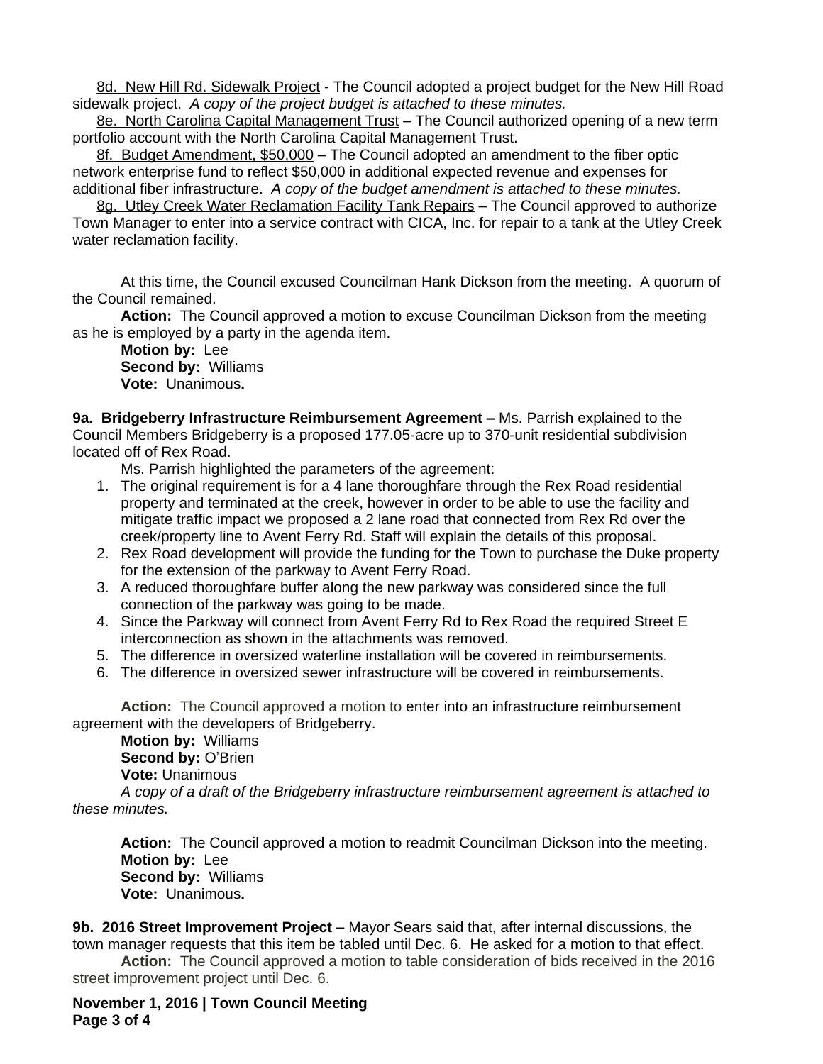8d. <u>New Hill Rd. Sidewalk Project</u> - The Council adopted a project budget for the New Hill Road sidewalk project. *A copy of the project budget is attached to these minutes.*

8e. <u>North Carolina Capital Management Trust</u> – The Council authorized opening of a new term portfolio account with the North Carolina Capital Management Trust.

8f. <u>Budget Amendment, $50,000</u> – The Council adopted an amendment to the fiber optic network enterprise fund to reflect $50,000 in additional expected revenue and expenses for additional fiber infrastructure. *A copy of the budget amendment is attached to these minutes.*

8g. <u>Utley Creek Water Reclamation Facility Tank Repairs</u> – The Council approved to authorize Town Manager to enter into a service contract with CICA, Inc. for repair to a tank at the Utley Creek water reclamation facility.

At this time, the Council excused Councilman Hank Dickson from the meeting. A quorum of the Council remained.

**Action:** The Council approved a motion to excuse Councilman Dickson from the meeting as he is employed by a party in the agenda item.

**Motion by:** Lee
**Second by:** Williams
**Vote:** Unanimous**.**

**9a. Bridgeberry Infrastructure Reimbursement Agreement –** Ms. Parrish explained to the Council Members Bridgeberry is a proposed 177.05-acre up to 370-unit residential subdivision located off of Rex Road.

Ms. Parrish highlighted the parameters of the agreement:

1. The original requirement is for a 4 lane thoroughfare through the Rex Road residential property and terminated at the creek, however in order to be able to use the facility and mitigate traffic impact we proposed a 2 lane road that connected from Rex Rd over the creek/property line to Avent Ferry Rd. Staff will explain the details of this proposal.
2. Rex Road development will provide the funding for the Town to purchase the Duke property for the extension of the parkway to Avent Ferry Road.
3. A reduced thoroughfare buffer along the new parkway was considered since the full connection of the parkway was going to be made.
4. Since the Parkway will connect from Avent Ferry Rd to Rex Road the required Street E interconnection as shown in the attachments was removed.
5. The difference in oversized waterline installation will be covered in reimbursements.
6. The difference in oversized sewer infrastructure will be covered in reimbursements.

**Action:** The Council approved a motion to enter into an infrastructure reimbursement agreement with the developers of Bridgeberry.

**Motion by:** Williams
**Second by:** O'Brien
**Vote:** Unanimous

*A copy of a draft of the Bridgeberry infrastructure reimbursement agreement is attached to these minutes.*

**Action:** The Council approved a motion to readmit Councilman Dickson into the meeting.
**Motion by:** Lee
**Second by:** Williams
**Vote:** Unanimous**.**

**9b. 2016 Street Improvement Project –** Mayor Sears said that, after internal discussions, the town manager requests that this item be tabled until Dec. 6. He asked for a motion to that effect.

**Action:** The Council approved a motion to table consideration of bids received in the 2016 street improvement project until Dec. 6.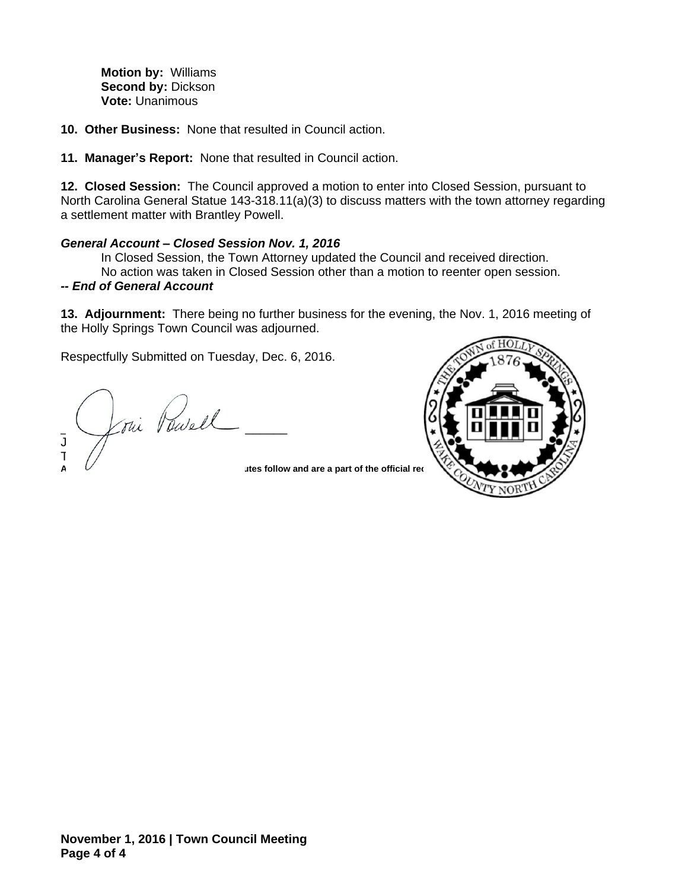**Motion by:** Williams
**Second by:** Dickson
**Vote:** Unanimous

**10. Other Business:** None that resulted in Council action.

**11. Manager's Report:** None that resulted in Council action.

**12. Closed Session:** The Council approved a motion to enter into Closed Session, pursuant to North Carolina General Statue 143-318.11(a)(3) to discuss matters with the town attorney regarding a settlement matter with Brantley Powell.

***General Account – Closed Session Nov. 1, 2016***

In Closed Session, the Town Attorney updated the Council and received direction.
No action was taken in Closed Session other than a motion to reenter open session.

***-- End of General Account***

**13. Adjournment:** There being no further business for the evening, the Nov. 1, 2016 meeting of the Holly Springs Town Council was adjourned.

Respectfully Submitted on Tuesday, Dec. 6, 2016.

J
T
**A utes follow and are a part of the official re**